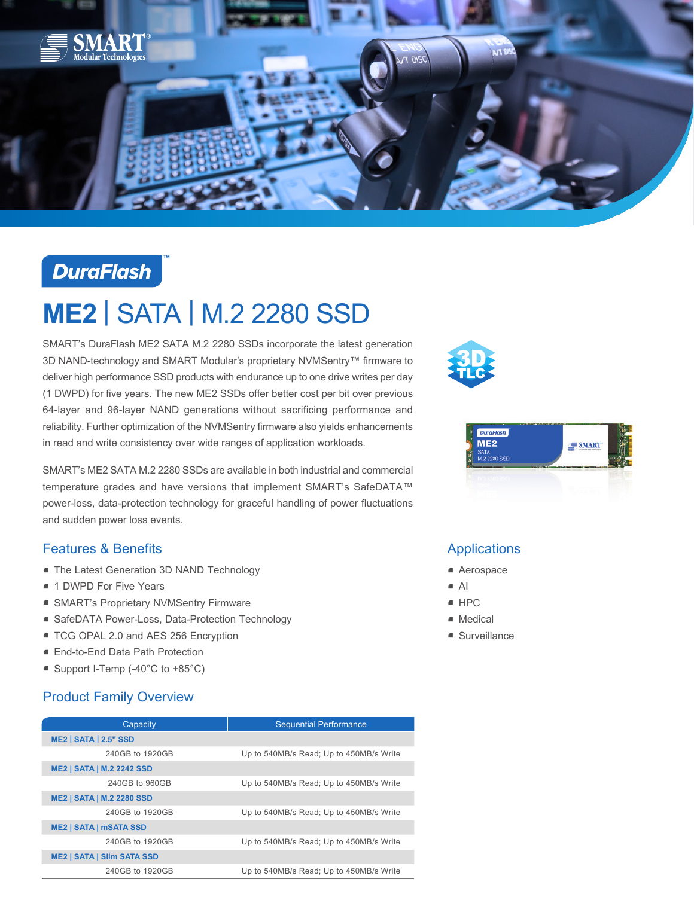DuraFlash™

# ME2 | SATA | M.2 2280 SSD

SMART's DuraFlash ME2 SATA M.2 2280 SSDs incorporate the latest generation 3D NAND-technology and SMART Modular's proprietary NVMSentry™ firmware to deliver high performance SSD products with endurance up to one drive writes per day (1 DWPD) for five years. The new ME2 SSDs offer better cost per bit over previous 64-layer and 96-layer NAND generations without sacrificing performance and reliability. Further optimization of the NVMSentry firmware also yields enhancements in read and write consistency over wide ranges of application workloads.

SMART's ME2 SATA M.2 2280 SSDs are available in both industrial and commercial temperature grades and have versions that implement SMART's SafeDATA™ power-loss, data-protection technology for graceful handling of power fluctuations and sudden power loss events.

## Features & Benefits

- The Latest Generation 3D NAND Technology
- 1 DWPD For Five Years
- SMART's Proprietary NVMSentry Firmware
- SafeDATA Power-Loss, Data-Protection Technology
- TCG OPAL 2.0 and AES 256 Encryption
- End-to-End Data Path Protection
- Support I-Temp (-40°C to +85°C)

## Applications

- Aerospace
- AI
- HPC
- Medical
- Surveillance

## Product Family Overview

| Capacity | Sequential Performance |
| --- | --- |
| **ME2 \| SATA \| 2.5" SSD** | |
| 240GB to 1920GB | Up to 540MB/s Read; Up to 450MB/s Write |
| **ME2 \| SATA \| M.2 2242 SSD** | |
| 240GB to 960GB | Up to 540MB/s Read; Up to 450MB/s Write |
| **ME2 \| SATA \| M.2 2280 SSD** | |
| 240GB to 1920GB | Up to 540MB/s Read; Up to 450MB/s Write |
| **ME2 \| SATA \| mSATA SSD** | |
| 240GB to 1920GB | Up to 540MB/s Read; Up to 450MB/s Write |
| **ME2 \| SATA \| Slim SATA SSD** | |
| 240GB to 1920GB | Up to 540MB/s Read; Up to 450MB/s Write |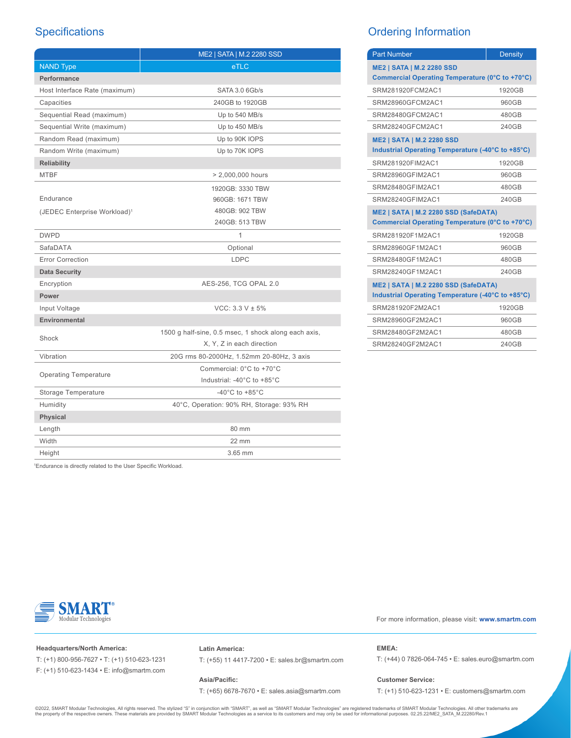## Specifications

| | ME2 \| SATA \| M.2 2280 SSD |
|---|---|
| NAND Type | eTLC |
| **Performance** | |
| Host Interface Rate (maximum) | SATA 3.0 6Gb/s |
| Capacities | 240GB to 1920GB |
| Sequential Read (maximum) | Up to 540 MB/s |
| Sequential Write (maximum) | Up to 450 MB/s |
| Random Read (maximum) | Up to 90K IOPS |
| Random Write (maximum) | Up to 70K IOPS |
| **Reliability** | |
| MTBF | > 2,000,000 hours |
| Endurance (JEDEC Enterprise Workload)[1] | 1920GB: 3330 TBW<br>960GB: 1671 TBW<br>480GB: 902 TBW<br>240GB: 513 TBW |
| DWPD | 1 |
| SafaDATA | Optional |
| Error Correction | LDPC |
| **Data Security** | |
| Encryption | AES-256, TCG OPAL 2.0 |
| **Power** | |
| Input Voltage | VCC: 3.3 V ± 5% |
| **Environmental** | |
| Shock | 1500 g half-sine, 0.5 msec, 1 shock along each axis, X, Y, Z in each direction |
| Vibration | 20G rms 80-2000Hz, 1.52mm 20-80Hz, 3 axis |
| Operating Temperature | Commercial: 0°C to +70°C<br>Industrial: -40°C to +85°C |
| Storage Temperature | -40°C to +85°C |
| Humidity | 40°C, Operation: 90% RH, Storage: 93% RH |
| **Physical** | |
| Length | 80 mm |
| Width | 22 mm |
| Height | 3.65 mm |

[1]Endurance is directly related to the User Specific Workload.

## Ordering Information

| Part Number | Density |
|---|---|
| **ME2 \| SATA \| M.2 2280 SSD<br>Commercial Operating Temperature (0°C to +70°C)** | |
| SRM281920FCM2AC1 | 1920GB |
| SRM28960GFCM2AC1 | 960GB |
| SRM28480GFCM2AC1 | 480GB |
| SRM28240GFCM2AC1 | 240GB |
| **ME2 \| SATA \| M.2 2280 SSD<br>Industrial Operating Temperature (-40°C to +85°C)** | |
| SRM281920FIM2AC1 | 1920GB |
| SRM28960GFIM2AC1 | 960GB |
| SRM28480GFIM2AC1 | 480GB |
| SRM28240GFIM2AC1 | 240GB |
| **ME2 \| SATA \| M.2 2280 SSD (SafeDATA)<br>Commercial Operating Temperature (0°C to +70°C)** | |
| SRM281920F1M2AC1 | 1920GB |
| SRM28960GF1M2AC1 | 960GB |
| SRM28480GF1M2AC1 | 480GB |
| SRM28240GF1M2AC1 | 240GB |
| **ME2 \| SATA \| M.2 2280 SSD (SafeDATA)<br>Industrial Operating Temperature (-40°C to +85°C)** | |
| SRM281920F2M2AC1 | 1920GB |
| SRM28960GF2M2AC1 | 960GB |
| SRM28480GF2M2AC1 | 480GB |
| SRM28240GF2M2AC1 | 240GB |

SMART Modular Technologies

For more information, please visit: **www.smartm.com**

**Headquarters/North America:**
T: (+1) 800-956-7627 • T: (+1) 510-623-1231
F: (+1) 510-623-1434 • E: info@smartm.com

**Latin America:**
T: (+55) 11 4417-7200 • E: sales.br@smartm.com

**Asia/Pacific:**
T: (+65) 6678-7670 • E: sales.asia@smartm.com

**EMEA:**
T: (+44) 0 7826-064-745 • E: sales.euro@smartm.com

**Customer Service:**
T: (+1) 510-623-1231 • E: customers@smartm.com

©2022, SMART Modular Technologies, All rights reserved. The stylized "S" in conjunction with "SMART", as well as "SMART Modular Technologies" are registered trademarks of SMART Modular Technologies. All other trademarks are the property of the respective owners. These materials are provided by SMART Modular Technologies as a service to its customers and may only be used for informational purposes. 02.25.22/ME2_SATA_M.22280/Rev.1